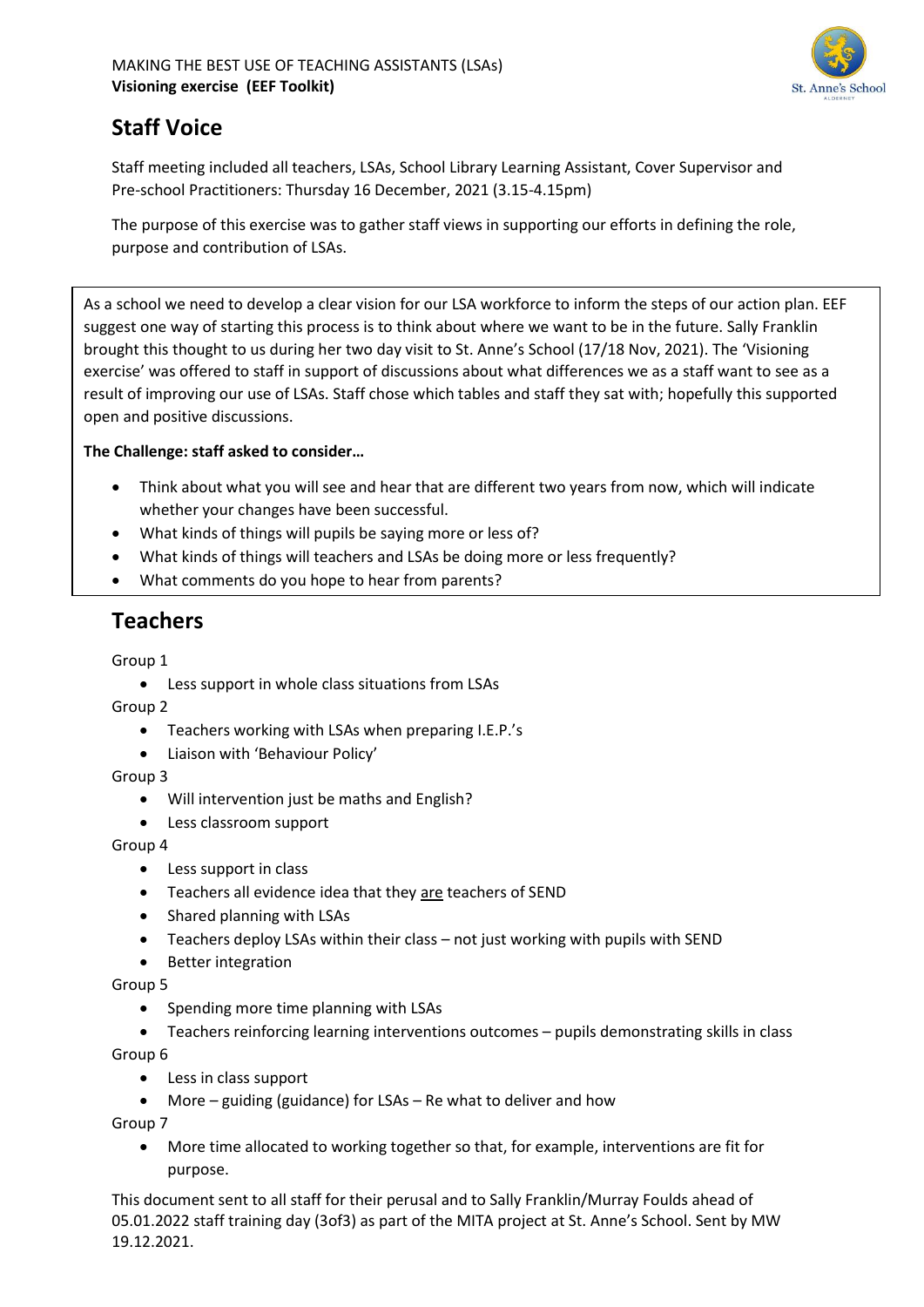MAKING THE BEST USE OF TEACHING ASSISTANTS (LSAs)
**Visioning exercise (EEF Toolkit)**

St. Anne's School

# Staff Voice

Staff meeting included all teachers, LSAs, School Library Learning Assistant, Cover Supervisor and Pre-school Practitioners: Thursday 16 December, 2021 (3.15-4.15pm)

The purpose of this exercise was to gather staff views in supporting our efforts in defining the role, purpose and contribution of LSAs.

As a school we need to develop a clear vision for our LSA workforce to inform the steps of our action plan. EEF suggest one way of starting this process is to think about where we want to be in the future. Sally Franklin brought this thought to us during her two day visit to St. Anne's School (17/18 Nov, 2021). The 'Visioning exercise' was offered to staff in support of discussions about what differences we as a staff want to see as a result of improving our use of LSAs. Staff chose which tables and staff they sat with; hopefully this supported open and positive discussions.

**The Challenge: staff asked to consider…**

- Think about what you will see and hear that are different two years from now, which will indicate whether your changes have been successful.
- What kinds of things will pupils be saying more or less of?
- What kinds of things will teachers and LSAs be doing more or less frequently?
- What comments do you hope to hear from parents?

## Teachers

Group 1

- Less support in whole class situations from LSAs

Group 2

- Teachers working with LSAs when preparing I.E.P.'s
- Liaison with 'Behaviour Policy'

Group 3

- Will intervention just be maths and English?
- Less classroom support

Group 4

- Less support in class
- Teachers all evidence idea that they <u>are</u> teachers of SEND
- Shared planning with LSAs
- Teachers deploy LSAs within their class – not just working with pupils with SEND
- Better integration

Group 5

- Spending more time planning with LSAs
- Teachers reinforcing learning interventions outcomes – pupils demonstrating skills in class

Group 6

- Less in class support
- More – guiding (guidance) for LSAs – Re what to deliver and how

Group 7

- More time allocated to working together so that, for example, interventions are fit for purpose.

This document sent to all staff for their perusal and to Sally Franklin/Murray Foulds ahead of 05.01.2022 staff training day (3of3) as part of the MITA project at St. Anne's School. Sent by MW 19.12.2021.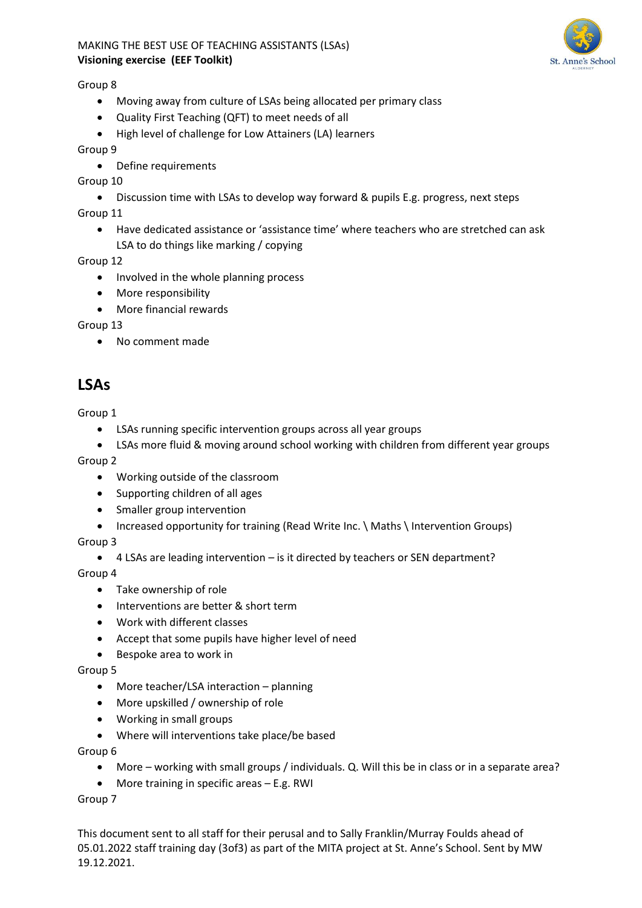Group 8

- Moving away from culture of LSAs being allocated per primary class
- Quality First Teaching (QFT) to meet needs of all
- High level of challenge for Low Attainers (LA) learners

Group 9

- Define requirements

Group 10

- Discussion time with LSAs to develop way forward & pupils E.g. progress, next steps

Group 11

- Have dedicated assistance or 'assistance time' where teachers who are stretched can ask LSA to do things like marking / copying

Group 12

- Involved in the whole planning process
- More responsibility
- More financial rewards

Group 13

- No comment made

## LSAs

Group 1

- LSAs running specific intervention groups across all year groups
- LSAs more fluid & moving around school working with children from different year groups

Group 2

- Working outside of the classroom
- Supporting children of all ages
- Smaller group intervention
- Increased opportunity for training (Read Write Inc. \ Maths \ Intervention Groups)

Group 3

- 4 LSAs are leading intervention – is it directed by teachers or SEN department?

Group 4

- Take ownership of role
- Interventions are better & short term
- Work with different classes
- Accept that some pupils have higher level of need
- Bespoke area to work in

Group 5

- More teacher/LSA interaction – planning
- More upskilled / ownership of role
- Working in small groups
- Where will interventions take place/be based

Group 6

- More – working with small groups / individuals. Q. Will this be in class or in a separate area?
- More training in specific areas – E.g. RWI

Group 7

This document sent to all staff for their perusal and to Sally Franklin/Murray Foulds ahead of 05.01.2022 staff training day (3of3) as part of the MITA project at St. Anne's School. Sent by MW 19.12.2021.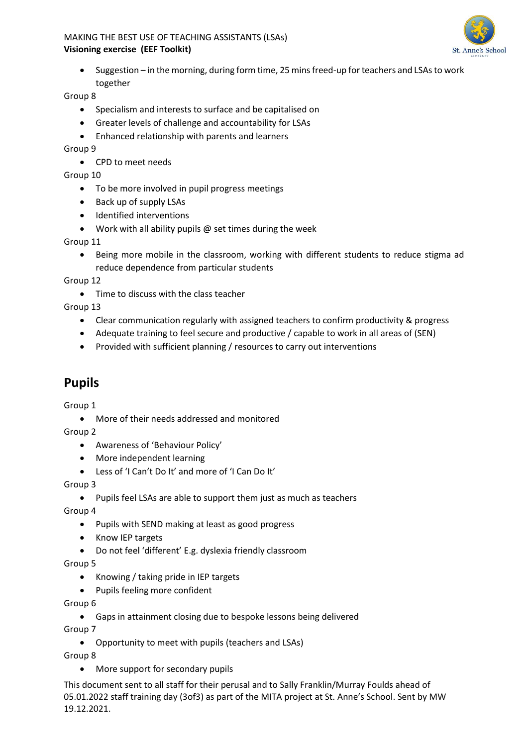- Suggestion – in the morning, during form time, 25 mins freed-up for teachers and LSAs to work together

Group 8

- Specialism and interests to surface and be capitalised on
- Greater levels of challenge and accountability for LSAs
- Enhanced relationship with parents and learners

Group 9

- CPD to meet needs

Group 10

- To be more involved in pupil progress meetings
- Back up of supply LSAs
- Identified interventions
- Work with all ability pupils @ set times during the week

Group 11

- Being more mobile in the classroom, working with different students to reduce stigma ad reduce dependence from particular students

Group 12

- Time to discuss with the class teacher

Group 13

- Clear communication regularly with assigned teachers to confirm productivity & progress
- Adequate training to feel secure and productive / capable to work in all areas of (SEN)
- Provided with sufficient planning / resources to carry out interventions

## Pupils

Group 1

- More of their needs addressed and monitored

Group 2

- Awareness of 'Behaviour Policy'
- More independent learning
- Less of 'I Can't Do It' and more of 'I Can Do It'

Group 3

- Pupils feel LSAs are able to support them just as much as teachers

Group 4

- Pupils with SEND making at least as good progress
- Know IEP targets
- Do not feel 'different' E.g. dyslexia friendly classroom

Group 5

- Knowing / taking pride in IEP targets
- Pupils feeling more confident

Group 6

- Gaps in attainment closing due to bespoke lessons being delivered

Group 7

- Opportunity to meet with pupils (teachers and LSAs)

Group 8

- More support for secondary pupils

This document sent to all staff for their perusal and to Sally Franklin/Murray Foulds ahead of 05.01.2022 staff training day (3of3) as part of the MITA project at St. Anne's School. Sent by MW 19.12.2021.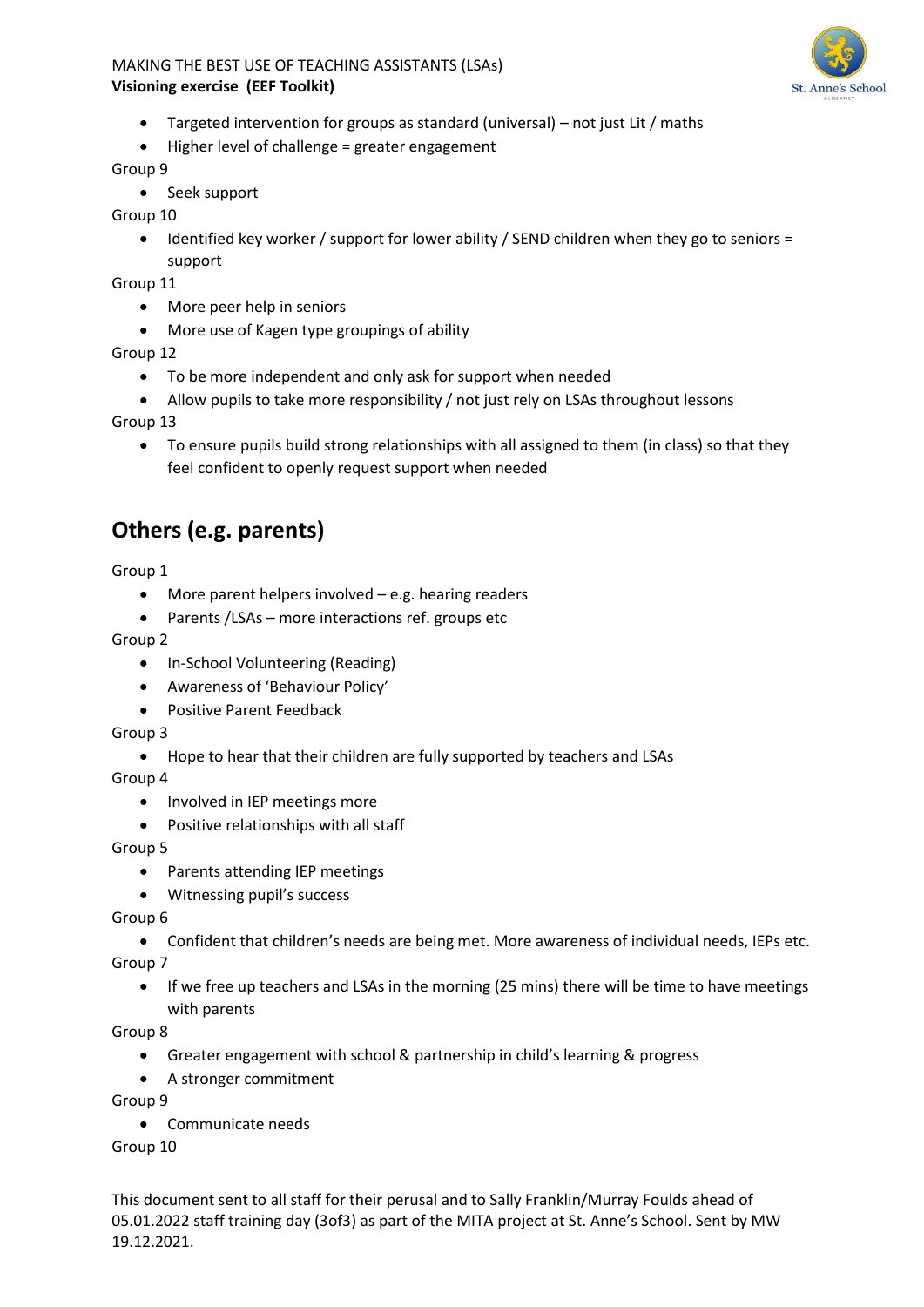MAKING THE BEST USE OF TEACHING ASSISTANTS (LSAs)
**Visioning exercise (EEF Toolkit)**

- Targeted intervention for groups as standard (universal) – not just Lit / maths
- Higher level of challenge = greater engagement

Group 9

- Seek support

Group 10

- Identified key worker / support for lower ability / SEND children when they go to seniors = support

Group 11

- More peer help in seniors
- More use of Kagen type groupings of ability

Group 12

- To be more independent and only ask for support when needed
- Allow pupils to take more responsibility / not just rely on LSAs throughout lessons

Group 13

- To ensure pupils build strong relationships with all assigned to them (in class) so that they feel confident to openly request support when needed

## Others (e.g. parents)

Group 1

- More parent helpers involved – e.g. hearing readers
- Parents /LSAs – more interactions ref. groups etc

Group 2

- In-School Volunteering (Reading)
- Awareness of 'Behaviour Policy'
- Positive Parent Feedback

Group 3

- Hope to hear that their children are fully supported by teachers and LSAs

Group 4

- Involved in IEP meetings more
- Positive relationships with all staff

Group 5

- Parents attending IEP meetings
- Witnessing pupil's success

Group 6

- Confident that children's needs are being met. More awareness of individual needs, IEPs etc.

Group 7

- If we free up teachers and LSAs in the morning (25 mins) there will be time to have meetings with parents

Group 8

- Greater engagement with school & partnership in child's learning & progress
- A stronger commitment

Group 9

- Communicate needs

Group 10

This document sent to all staff for their perusal and to Sally Franklin/Murray Foulds ahead of 05.01.2022 staff training day (3of3) as part of the MITA project at St. Anne's School. Sent by MW 19.12.2021.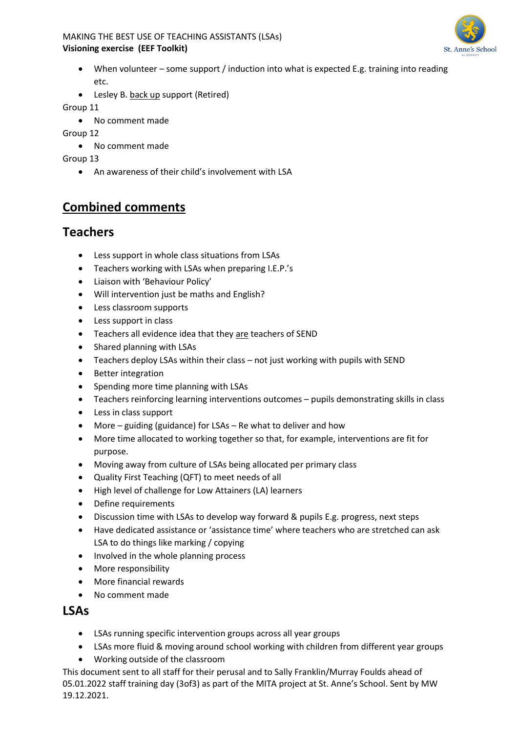- When volunteer – some support / induction into what is expected E.g. training into reading etc.
- Lesley B. back up support (Retired)

Group 11

- No comment made

Group 12

- No comment made

Group 13

- An awareness of their child's involvement with LSA

## Combined comments

## Teachers

- Less support in whole class situations from LSAs
- Teachers working with LSAs when preparing I.E.P.'s
- Liaison with 'Behaviour Policy'
- Will intervention just be maths and English?
- Less classroom supports
- Less support in class
- Teachers all evidence idea that they are teachers of SEND
- Shared planning with LSAs
- Teachers deploy LSAs within their class – not just working with pupils with SEND
- Better integration
- Spending more time planning with LSAs
- Teachers reinforcing learning interventions outcomes – pupils demonstrating skills in class
- Less in class support
- More – guiding (guidance) for LSAs – Re what to deliver and how
- More time allocated to working together so that, for example, interventions are fit for purpose.
- Moving away from culture of LSAs being allocated per primary class
- Quality First Teaching (QFT) to meet needs of all
- High level of challenge for Low Attainers (LA) learners
- Define requirements
- Discussion time with LSAs to develop way forward & pupils E.g. progress, next steps
- Have dedicated assistance or 'assistance time' where teachers who are stretched can ask LSA to do things like marking / copying
- Involved in the whole planning process
- More responsibility
- More financial rewards
- No comment made

## LSAs

- LSAs running specific intervention groups across all year groups
- LSAs more fluid & moving around school working with children from different year groups
- Working outside of the classroom

This document sent to all staff for their perusal and to Sally Franklin/Murray Foulds ahead of 05.01.2022 staff training day (3of3) as part of the MITA project at St. Anne's School. Sent by MW 19.12.2021.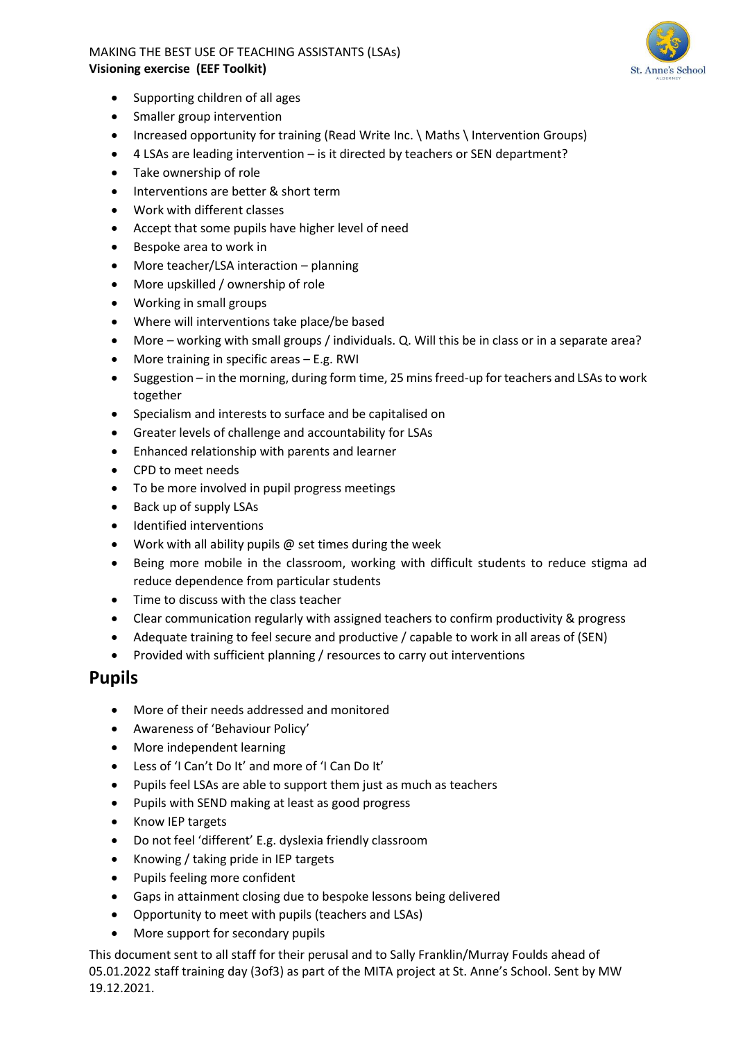MAKING THE BEST USE OF TEACHING ASSISTANTS (LSAs)

**Visioning exercise (EEF Toolkit)**

- Supporting children of all ages
- Smaller group intervention
- Increased opportunity for training (Read Write Inc. \ Maths \ Intervention Groups)
- 4 LSAs are leading intervention – is it directed by teachers or SEN department?
- Take ownership of role
- Interventions are better & short term
- Work with different classes
- Accept that some pupils have higher level of need
- Bespoke area to work in
- More teacher/LSA interaction – planning
- More upskilled / ownership of role
- Working in small groups
- Where will interventions take place/be based
- More – working with small groups / individuals. Q. Will this be in class or in a separate area?
- More training in specific areas – E.g. RWI
- Suggestion – in the morning, during form time, 25 mins freed-up for teachers and LSAs to work together
- Specialism and interests to surface and be capitalised on
- Greater levels of challenge and accountability for LSAs
- Enhanced relationship with parents and learner
- CPD to meet needs
- To be more involved in pupil progress meetings
- Back up of supply LSAs
- Identified interventions
- Work with all ability pupils @ set times during the week
- Being more mobile in the classroom, working with difficult students to reduce stigma ad reduce dependence from particular students
- Time to discuss with the class teacher
- Clear communication regularly with assigned teachers to confirm productivity & progress
- Adequate training to feel secure and productive / capable to work in all areas of (SEN)
- Provided with sufficient planning / resources to carry out interventions

## Pupils

- More of their needs addressed and monitored
- Awareness of 'Behaviour Policy'
- More independent learning
- Less of 'I Can't Do It' and more of 'I Can Do It'
- Pupils feel LSAs are able to support them just as much as teachers
- Pupils with SEND making at least as good progress
- Know IEP targets
- Do not feel 'different' E.g. dyslexia friendly classroom
- Knowing / taking pride in IEP targets
- Pupils feeling more confident
- Gaps in attainment closing due to bespoke lessons being delivered
- Opportunity to meet with pupils (teachers and LSAs)
- More support for secondary pupils

This document sent to all staff for their perusal and to Sally Franklin/Murray Foulds ahead of 05.01.2022 staff training day (3of3) as part of the MITA project at St. Anne's School. Sent by MW 19.12.2021.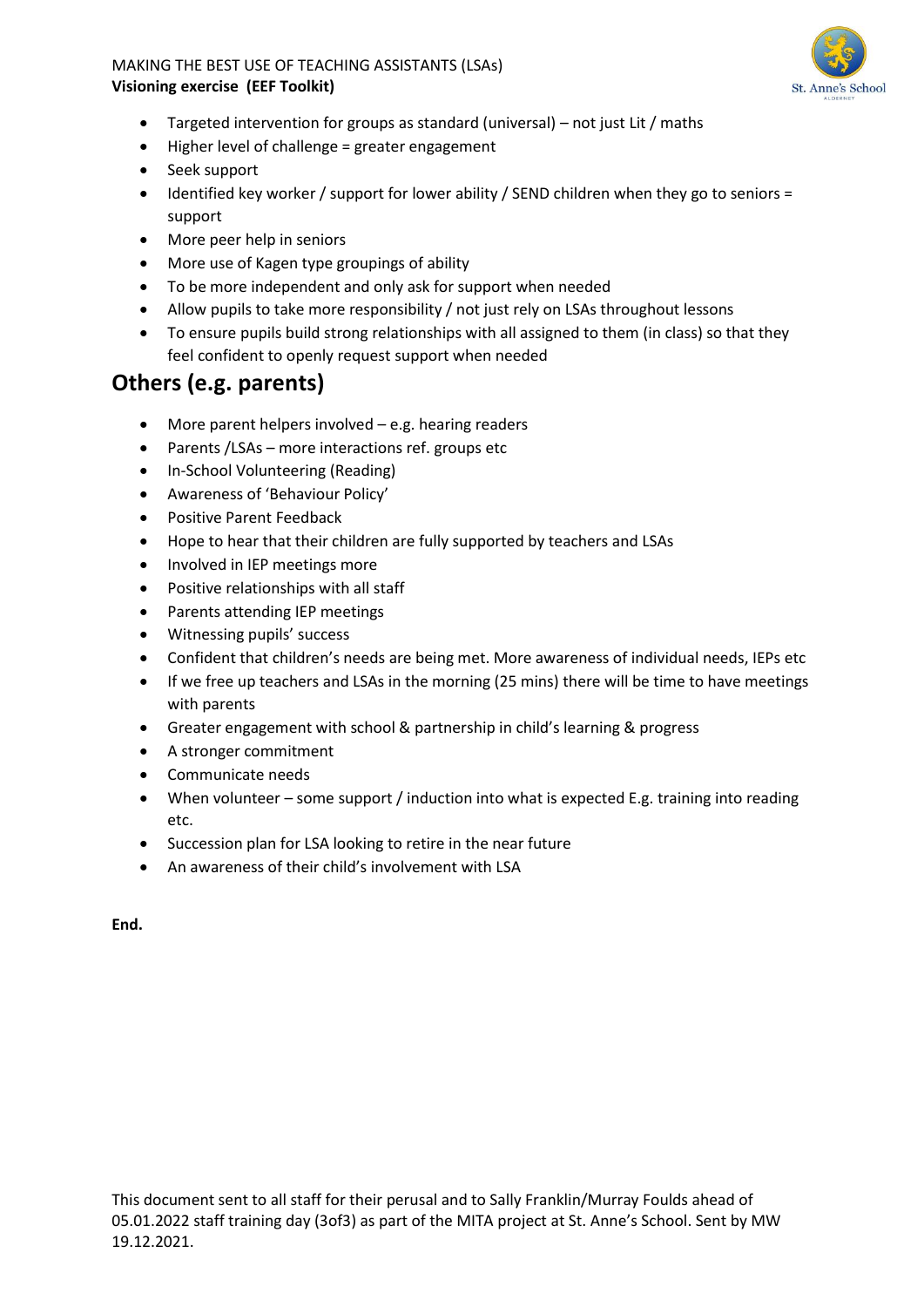- Targeted intervention for groups as standard (universal) – not just Lit / maths
- Higher level of challenge = greater engagement
- Seek support
- Identified key worker / support for lower ability / SEND children when they go to seniors = support
- More peer help in seniors
- More use of Kagen type groupings of ability
- To be more independent and only ask for support when needed
- Allow pupils to take more responsibility / not just rely on LSAs throughout lessons
- To ensure pupils build strong relationships with all assigned to them (in class) so that they feel confident to openly request support when needed

## Others (e.g. parents)

- More parent helpers involved – e.g. hearing readers
- Parents /LSAs – more interactions ref. groups etc
- In-School Volunteering (Reading)
- Awareness of 'Behaviour Policy'
- Positive Parent Feedback
- Hope to hear that their children are fully supported by teachers and LSAs
- Involved in IEP meetings more
- Positive relationships with all staff
- Parents attending IEP meetings
- Witnessing pupils' success
- Confident that children's needs are being met. More awareness of individual needs, IEPs etc
- If we free up teachers and LSAs in the morning (25 mins) there will be time to have meetings with parents
- Greater engagement with school & partnership in child's learning & progress
- A stronger commitment
- Communicate needs
- When volunteer – some support / induction into what is expected E.g. training into reading etc.
- Succession plan for LSA looking to retire in the near future
- An awareness of their child's involvement with LSA

**End.**

This document sent to all staff for their perusal and to Sally Franklin/Murray Foulds ahead of 05.01.2022 staff training day (3of3) as part of the MITA project at St. Anne's School. Sent by MW 19.12.2021.